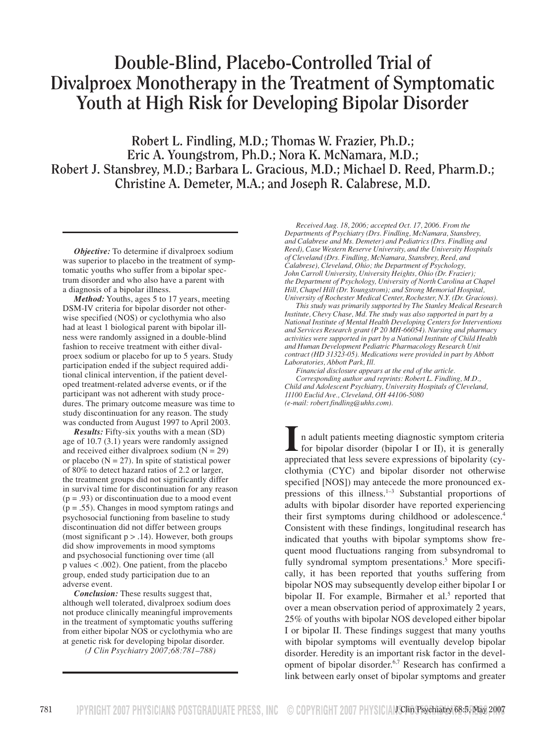# Double-Blind, Placebo-Controlled Trial of Divalproex Monotherapy in the Treatment of Symptomatic Youth at High Risk for Developing Bipolar Disorder

**Robert L. Findling, M.D.; Thomas W. Frazier, Ph.D.; Eric A. Youngstrom, Ph.D.; Nora K. McNamara, M.D.; Robert J. Stansbrey, M.D.; Barbara L. Gracious, M.D.; Michael D. Reed, Pharm.D.; Christine A. Demeter, M.A.; and Joseph R. Calabrese, M.D.**

***Objective:*** To determine if divalproex sodium was superior to placebo in the treatment of symptomatic youths who suffer from a bipolar spectrum disorder and who also have a parent with a diagnosis of a bipolar illness.

***Method:*** Youths, ages 5 to 17 years, meeting DSM-IV criteria for bipolar disorder not otherwise specified (NOS) or cyclothymia who also had at least 1 biological parent with bipolar illness were randomly assigned in a double-blind fashion to receive treatment with either divalproex sodium or placebo for up to 5 years. Study participation ended if the subject required additional clinical intervention, if the patient developed treatment-related adverse events, or if the participant was not adherent with study procedures. The primary outcome measure was time to study discontinuation for any reason. The study was conducted from August 1997 to April 2003.

***Results:*** Fifty-six youths with a mean (SD) age of 10.7 (3.1) years were randomly assigned and received either divalproex sodium (N = 29) or placebo (N = 27). In spite of statistical power of 80% to detect hazard ratios of 2.2 or larger, the treatment groups did not significantly differ in survival time for discontinuation for any reason ($p = .93$) or discontinuation due to a mood event ($p = .55$). Changes in mood symptom ratings and psychosocial functioning from baseline to study discontinuation did not differ between groups (most significant $p > .14$). However, both groups did show improvements in mood symptoms and psychosocial functioning over time (all p values $< .002$). One patient, from the placebo group, ended study participation due to an adverse event.

***Conclusion:*** These results suggest that, although well tolerated, divalproex sodium does not produce clinically meaningful improvements in the treatment of symptomatic youths suffering from either bipolar NOS or cyclothymia who are at genetic risk for developing bipolar disorder.

*(J Clin Psychiatry 2007;68:781–788)*

*Received Aug. 18, 2006; accepted Oct. 17, 2006. From the Departments of Psychiatry (Drs. Findling, McNamara, Stansbrey, and Calabrese and Ms. Demeter) and Pediatrics (Drs. Findling and Reed), Case Western Reserve University, and the University Hospitals of Cleveland (Drs. Findling, McNamara, Stansbrey, Reed, and Calabrese), Cleveland, Ohio; the Department of Psychology, John Carroll University, University Heights, Ohio (Dr. Frazier); the Department of Psychology, University of North Carolina at Chapel Hill, Chapel Hill (Dr. Youngstrom); and Strong Memorial Hospital, University of Rochester Medical Center, Rochester, N.Y. (Dr. Gracious).*

*This study was primarily supported by The Stanley Medical Research Institute, Chevy Chase, Md. The study was also supported in part by a National Institute of Mental Health Developing Centers for Interventions and Services Research grant (P 20 MH-66054). Nursing and pharmacy activities were supported in part by a National Institute of Child Health and Human Development Pediatric Pharmacology Research Unit contract (HD 31323-05). Medications were provided in part by Abbott Laboratories, Abbott Park, Ill.*

*Financial disclosure appears at the end of the article.*

*Corresponding author and reprints: Robert L. Findling, M.D., Child and Adolescent Psychiatry, University Hospitals of Cleveland, 11100 Euclid Ave., Cleveland, OH 44106-5080 (e-mail: robert.findling@uhhs.com).*

In adult patients meeting diagnostic symptom criteria for bipolar disorder (bipolar I or II), it is generally appreciated that less severe expressions of bipolarity (cyclothymia (CYC) and bipolar disorder not otherwise specified [NOS]) may antecede the more pronounced expressions of this illness.[1–3] Substantial proportions of adults with bipolar disorder have reported experiencing their first symptoms during childhood or adolescence.[4] Consistent with these findings, longitudinal research has indicated that youths with bipolar symptoms show frequent mood fluctuations ranging from subsyndromal to fully syndromal symptom presentations.[5] More specifically, it has been reported that youths suffering from bipolar NOS may subsequently develop either bipolar I or bipolar II. For example, Birmaher et al.[5] reported that over a mean observation period of approximately 2 years, 25% of youths with bipolar NOS developed either bipolar I or bipolar II. These findings suggest that many youths with bipolar symptoms will eventually develop bipolar disorder. Heredity is an important risk factor in the development of bipolar disorder.[6,7] Research has confirmed a link between early onset of bipolar symptoms and greater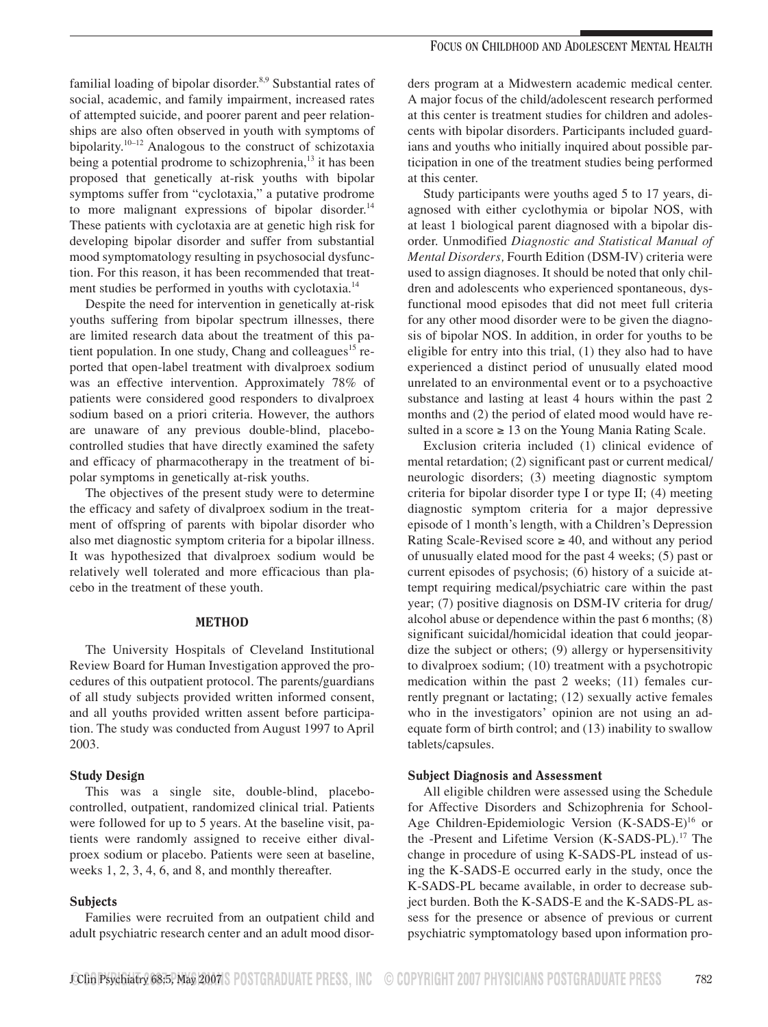familial loading of bipolar disorder.[8,9] Substantial rates of social, academic, and family impairment, increased rates of attempted suicide, and poorer parent and peer relationships are also often observed in youth with symptoms of bipolarity.[10–12] Analogous to the construct of schizotaxia being a potential prodrome to schizophrenia,[13] it has been proposed that genetically at-risk youths with bipolar symptoms suffer from "cyclotaxia," a putative prodrome to more malignant expressions of bipolar disorder.[14] These patients with cyclotaxia are at genetic high risk for developing bipolar disorder and suffer from substantial mood symptomatology resulting in psychosocial dysfunction. For this reason, it has been recommended that treatment studies be performed in youths with cyclotaxia.[14]

Despite the need for intervention in genetically at-risk youths suffering from bipolar spectrum illnesses, there are limited research data about the treatment of this patient population. In one study, Chang and colleagues[15] reported that open-label treatment with divalproex sodium was an effective intervention. Approximately 78% of patients were considered good responders to divalproex sodium based on a priori criteria. However, the authors are unaware of any previous double-blind, placebo-controlled studies that have directly examined the safety and efficacy of pharmacotherapy in the treatment of bipolar symptoms in genetically at-risk youths.

The objectives of the present study were to determine the efficacy and safety of divalproex sodium in the treatment of offspring of parents with bipolar disorder who also met diagnostic symptom criteria for a bipolar illness. It was hypothesized that divalproex sodium would be relatively well tolerated and more efficacious than placebo in the treatment of these youth.

## METHOD

The University Hospitals of Cleveland Institutional Review Board for Human Investigation approved the procedures of this outpatient protocol. The parents/guardians of all study subjects provided written informed consent, and all youths provided written assent before participation. The study was conducted from August 1997 to April 2003.

### Study Design

This was a single site, double-blind, placebo-controlled, outpatient, randomized clinical trial. Patients were followed for up to 5 years. At the baseline visit, patients were randomly assigned to receive either divalproex sodium or placebo. Patients were seen at baseline, weeks 1, 2, 3, 4, 6, and 8, and monthly thereafter.

### Subjects

Families were recruited from an outpatient child and adult psychiatric research center and an adult mood disorders program at a Midwestern academic medical center. A major focus of the child/adolescent research performed at this center is treatment studies for children and adolescents with bipolar disorders. Participants included guardians and youths who initially inquired about possible participation in one of the treatment studies being performed at this center.

Study participants were youths aged 5 to 17 years, diagnosed with either cyclothymia or bipolar NOS, with at least 1 biological parent diagnosed with a bipolar disorder. Unmodified *Diagnostic and Statistical Manual of Mental Disorders,* Fourth Edition (DSM-IV) criteria were used to assign diagnoses. It should be noted that only children and adolescents who experienced spontaneous, dysfunctional mood episodes that did not meet full criteria for any other mood disorder were to be given the diagnosis of bipolar NOS. In addition, in order for youths to be eligible for entry into this trial, (1) they also had to have experienced a distinct period of unusually elated mood unrelated to an environmental event or to a psychoactive substance and lasting at least 4 hours within the past 2 months and (2) the period of elated mood would have resulted in a score ≥ 13 on the Young Mania Rating Scale.

Exclusion criteria included (1) clinical evidence of mental retardation; (2) significant past or current medical/neurologic disorders; (3) meeting diagnostic symptom criteria for bipolar disorder type I or type II; (4) meeting diagnostic symptom criteria for a major depressive episode of 1 month's length, with a Children's Depression Rating Scale-Revised score ≥ 40, and without any period of unusually elated mood for the past 4 weeks; (5) past or current episodes of psychosis; (6) history of a suicide attempt requiring medical/psychiatric care within the past year; (7) positive diagnosis on DSM-IV criteria for drug/alcohol abuse or dependence within the past 6 months; (8) significant suicidal/homicidal ideation that could jeopardize the subject or others; (9) allergy or hypersensitivity to divalproex sodium; (10) treatment with a psychotropic medication within the past 2 weeks; (11) females currently pregnant or lactating; (12) sexually active females who in the investigators' opinion are not using an adequate form of birth control; and (13) inability to swallow tablets/capsules.

### Subject Diagnosis and Assessment

All eligible children were assessed using the Schedule for Affective Disorders and Schizophrenia for School-Age Children-Epidemiologic Version (K-SADS-E)[16] or the -Present and Lifetime Version (K-SADS-PL).[17] The change in procedure of using K-SADS-PL instead of using the K-SADS-E occurred early in the study, once the K-SADS-PL became available, in order to decrease subject burden. Both the K-SADS-E and the K-SADS-PL assess for the presence or absence of previous or current psychiatric symptomatology based upon information pro-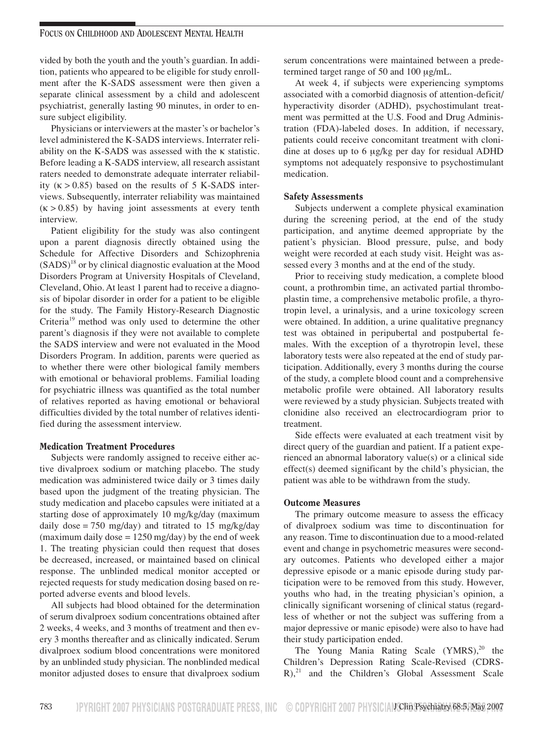vided by both the youth and the youth's guardian. In addition, patients who appeared to be eligible for study enrollment after the K-SADS assessment were then given a separate clinical assessment by a child and adolescent psychiatrist, generally lasting 90 minutes, in order to ensure subject eligibility.

Physicians or interviewers at the master's or bachelor's level administered the K-SADS interviews. Interrater reliability on the K-SADS was assessed with the κ statistic. Before leading a K-SADS interview, all research assistant raters needed to demonstrate adequate interrater reliability ($\kappa > 0.85$) based on the results of 5 K-SADS interviews. Subsequently, interrater reliability was maintained ($\kappa > 0.85$) by having joint assessments at every tenth interview.

Patient eligibility for the study was also contingent upon a parent diagnosis directly obtained using the Schedule for Affective Disorders and Schizophrenia (SADS)[18] or by clinical diagnostic evaluation at the Mood Disorders Program at University Hospitals of Cleveland, Cleveland, Ohio. At least 1 parent had to receive a diagnosis of bipolar disorder in order for a patient to be eligible for the study. The Family History-Research Diagnostic Criteria[19] method was only used to determine the other parent's diagnosis if they were not available to complete the SADS interview and were not evaluated in the Mood Disorders Program. In addition, parents were queried as to whether there were other biological family members with emotional or behavioral problems. Familial loading for psychiatric illness was quantified as the total number of relatives reported as having emotional or behavioral difficulties divided by the total number of relatives identified during the assessment interview.

### Medication Treatment Procedures

Subjects were randomly assigned to receive either active divalproex sodium or matching placebo. The study medication was administered twice daily or 3 times daily based upon the judgment of the treating physician. The study medication and placebo capsules were initiated at a starting dose of approximately 10 mg/kg/day (maximum daily dose = 750 mg/day) and titrated to 15 mg/kg/day (maximum daily dose = 1250 mg/day) by the end of week 1. The treating physician could then request that doses be decreased, increased, or maintained based on clinical response. The unblinded medical monitor accepted or rejected requests for study medication dosing based on reported adverse events and blood levels.

All subjects had blood obtained for the determination of serum divalproex sodium concentrations obtained after 2 weeks, 4 weeks, and 3 months of treatment and then every 3 months thereafter and as clinically indicated. Serum divalproex sodium blood concentrations were monitored by an unblinded study physician. The nonblinded medical monitor adjusted doses to ensure that divalproex sodium serum concentrations were maintained between a predetermined target range of 50 and 100 μg/mL.

At week 4, if subjects were experiencing symptoms associated with a comorbid diagnosis of attention-deficit/hyperactivity disorder (ADHD), psychostimulant treatment was permitted at the U.S. Food and Drug Administration (FDA)-labeled doses. In addition, if necessary, patients could receive concomitant treatment with clonidine at doses up to 6 μg/kg per day for residual ADHD symptoms not adequately responsive to psychostimulant medication.

### Safety Assessments

Subjects underwent a complete physical examination during the screening period, at the end of the study participation, and anytime deemed appropriate by the patient's physician. Blood pressure, pulse, and body weight were recorded at each study visit. Height was assessed every 3 months and at the end of the study.

Prior to receiving study medication, a complete blood count, a prothrombin time, an activated partial thromboplastin time, a comprehensive metabolic profile, a thyrotropin level, a urinalysis, and a urine toxicology screen were obtained. In addition, a urine qualitative pregnancy test was obtained in peripubertal and postpubertal females. With the exception of a thyrotropin level, these laboratory tests were also repeated at the end of study participation. Additionally, every 3 months during the course of the study, a complete blood count and a comprehensive metabolic profile were obtained. All laboratory results were reviewed by a study physician. Subjects treated with clonidine also received an electrocardiogram prior to treatment.

Side effects were evaluated at each treatment visit by direct query of the guardian and patient. If a patient experienced an abnormal laboratory value(s) or a clinical side effect(s) deemed significant by the child's physician, the patient was able to be withdrawn from the study.

### Outcome Measures

The primary outcome measure to assess the efficacy of divalproex sodium was time to discontinuation for any reason. Time to discontinuation due to a mood-related event and change in psychometric measures were secondary outcomes. Patients who developed either a major depressive episode or a manic episode during study participation were to be removed from this study. However, youths who had, in the treating physician's opinion, a clinically significant worsening of clinical status (regardless of whether or not the subject was suffering from a major depressive or manic episode) were also to have had their study participation ended.

The Young Mania Rating Scale (YMRS),[20] the Children's Depression Rating Scale-Revised (CDRS-R),[21] and the Children's Global Assessment Scale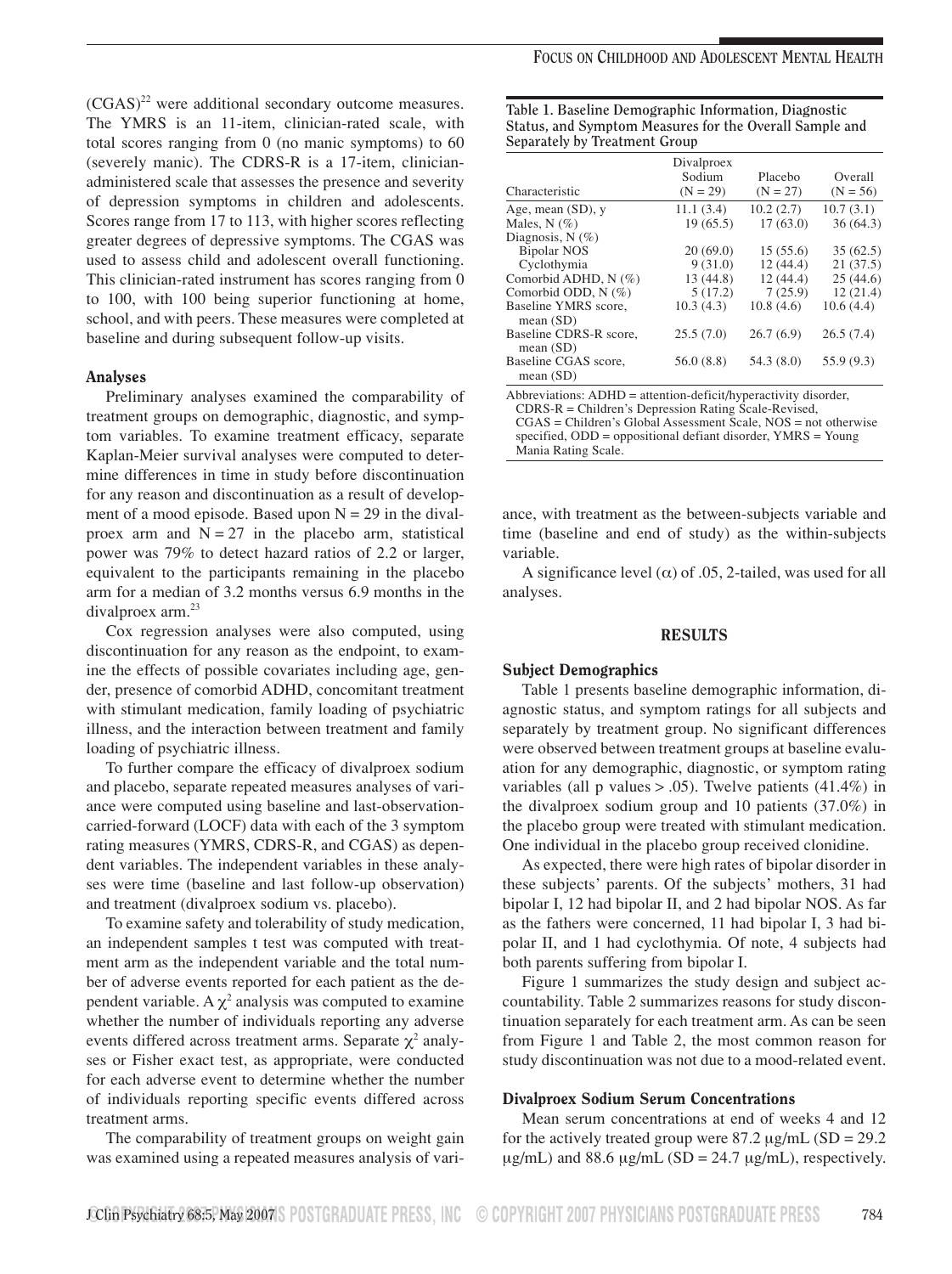(CGAS)[22] were additional secondary outcome measures. The YMRS is an 11-item, clinician-rated scale, with total scores ranging from 0 (no manic symptoms) to 60 (severely manic). The CDRS-R is a 17-item, clinician-administered scale that assesses the presence and severity of depression symptoms in children and adolescents. Scores range from 17 to 113, with higher scores reflecting greater degrees of depressive symptoms. The CGAS was used to assess child and adolescent overall functioning. This clinician-rated instrument has scores ranging from 0 to 100, with 100 being superior functioning at home, school, and with peers. These measures were completed at baseline and during subsequent follow-up visits.

### Analyses

Preliminary analyses examined the comparability of treatment groups on demographic, diagnostic, and symptom variables. To examine treatment efficacy, separate Kaplan-Meier survival analyses were computed to determine differences in time in study before discontinuation for any reason and discontinuation as a result of development of a mood episode. Based upon N = 29 in the divalproex arm and N = 27 in the placebo arm, statistical power was 79% to detect hazard ratios of 2.2 or larger, equivalent to the participants remaining in the placebo arm for a median of 3.2 months versus 6.9 months in the divalproex arm.[23]

Cox regression analyses were also computed, using discontinuation for any reason as the endpoint, to examine the effects of possible covariates including age, gender, presence of comorbid ADHD, concomitant treatment with stimulant medication, family loading of psychiatric illness, and the interaction between treatment and family loading of psychiatric illness.

To further compare the efficacy of divalproex sodium and placebo, separate repeated measures analyses of variance were computed using baseline and last-observation-carried-forward (LOCF) data with each of the 3 symptom rating measures (YMRS, CDRS-R, and CGAS) as dependent variables. The independent variables in these analyses were time (baseline and last follow-up observation) and treatment (divalproex sodium vs. placebo).

To examine safety and tolerability of study medication, an independent samples t test was computed with treatment arm as the independent variable and the total number of adverse events reported for each patient as the dependent variable. A $\chi^2$ analysis was computed to examine whether the number of individuals reporting any adverse events differed across treatment arms. Separate $\chi^2$ analyses or Fisher exact test, as appropriate, were conducted for each adverse event to determine whether the number of individuals reporting specific events differed across treatment arms.

The comparability of treatment groups on weight gain was examined using a repeated measures analysis of variance, with treatment as the between-subjects variable and time (baseline and end of study) as the within-subjects variable.

A significance level ($\alpha$) of .05, 2-tailed, was used for all analyses.

**Table 1. Baseline Demographic Information, Diagnostic Status, and Symptom Measures for the Overall Sample and Separately by Treatment Group**

| Characteristic | Divalproex Sodium (N = 29) | Placebo (N = 27) | Overall (N = 56) |
|---|---|---|---|
| Age, mean (SD), y | 11.1 (3.4) | 10.2 (2.7) | 10.7 (3.1) |
| Males, N (%) | 19 (65.5) | 17 (63.0) | 36 (64.3) |
| Diagnosis, N (%) | | | |
| Bipolar NOS | 20 (69.0) | 15 (55.6) | 35 (62.5) |
| Cyclothymia | 9 (31.0) | 12 (44.4) | 21 (37.5) |
| Comorbid ADHD, N (%) | 13 (44.8) | 12 (44.4) | 25 (44.6) |
| Comorbid ODD, N (%) | 5 (17.2) | 7 (25.9) | 12 (21.4) |
| Baseline YMRS score, mean (SD) | 10.3 (4.3) | 10.8 (4.6) | 10.6 (4.4) |
| Baseline CDRS-R score, mean (SD) | 25.5 (7.0) | 26.7 (6.9) | 26.5 (7.4) |
| Baseline CGAS score, mean (SD) | 56.0 (8.8) | 54.3 (8.0) | 55.9 (9.3) |

Abbreviations: ADHD = attention-deficit/hyperactivity disorder, CDRS-R = Children's Depression Rating Scale-Revised, CGAS = Children's Global Assessment Scale, NOS = not otherwise specified, ODD = oppositional defiant disorder, YMRS = Young Mania Rating Scale.

## RESULTS

### Subject Demographics

Table 1 presents baseline demographic information, diagnostic status, and symptom ratings for all subjects and separately by treatment group. No significant differences were observed between treatment groups at baseline evaluation for any demographic, diagnostic, or symptom rating variables (all p values > .05). Twelve patients (41.4%) in the divalproex sodium group and 10 patients (37.0%) in the placebo group were treated with stimulant medication. One individual in the placebo group received clonidine.

As expected, there were high rates of bipolar disorder in these subjects' parents. Of the subjects' mothers, 31 had bipolar I, 12 had bipolar II, and 2 had bipolar NOS. As far as the fathers were concerned, 11 had bipolar I, 3 had bipolar II, and 1 had cyclothymia. Of note, 4 subjects had both parents suffering from bipolar I.

Figure 1 summarizes the study design and subject accountability. Table 2 summarizes reasons for study discontinuation separately for each treatment arm. As can be seen from Figure 1 and Table 2, the most common reason for study discontinuation was not due to a mood-related event.

### Divalproex Sodium Serum Concentrations

Mean serum concentrations at end of weeks 4 and 12 for the actively treated group were 87.2 μg/mL (SD = 29.2 μg/mL) and 88.6 μg/mL (SD = 24.7 μg/mL), respectively.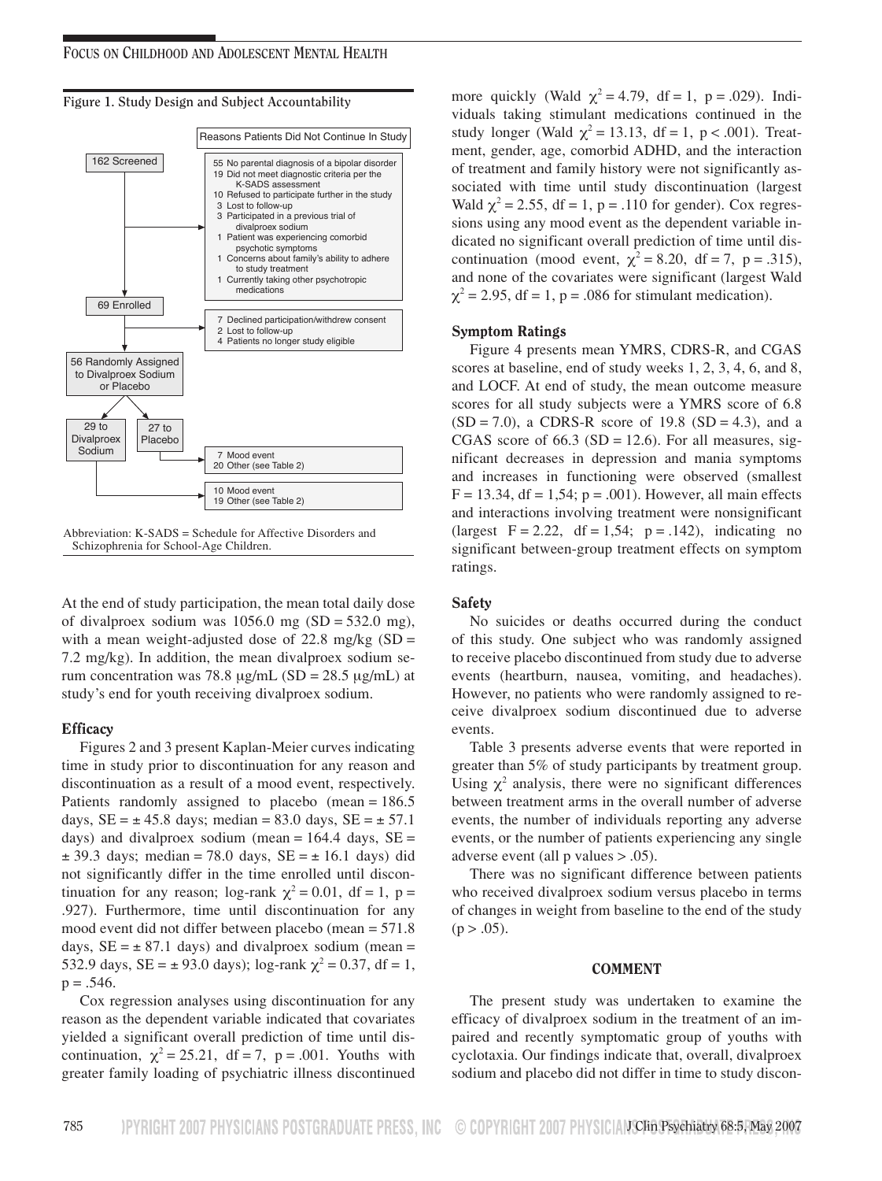**Figure 1. Study Design and Subject Accountability**

162 Screened

Reasons Patients Did Not Continue In Study

- 55 No parental diagnosis of a bipolar disorder
- 19 Did not meet diagnostic criteria per the K-SADS assessment
- 10 Refused to participate further in the study
- 3 Lost to follow-up
- 3 Participated in a previous trial of divalproex sodium
- 1 Patient was experiencing comorbid psychotic symptoms
- 1 Concerns about family's ability to adhere to study treatment
- 1 Currently taking other psychotropic medications

69 Enrolled

- 7 Declined participation/withdrew consent
- 2 Lost to follow-up
- 4 Patients no longer study eligible

56 Randomly Assigned to Divalproex Sodium or Placebo

29 to Divalproex Sodium — 10 Mood event; 19 Other (see Table 2)

27 to Placebo — 7 Mood event; 20 Other (see Table 2)

Abbreviation: K-SADS = Schedule for Affective Disorders and Schizophrenia for School-Age Children.

At the end of study participation, the mean total daily dose of divalproex sodium was 1056.0 mg (SD = 532.0 mg), with a mean weight-adjusted dose of 22.8 mg/kg (SD = 7.2 mg/kg). In addition, the mean divalproex sodium serum concentration was 78.8 μg/mL (SD = 28.5 μg/mL) at study's end for youth receiving divalproex sodium.

### Efficacy

Figures 2 and 3 present Kaplan-Meier curves indicating time in study prior to discontinuation for any reason and discontinuation as a result of a mood event, respectively. Patients randomly assigned to placebo (mean = 186.5 days, SE = ± 45.8 days; median = 83.0 days, SE = ± 57.1 days) and divalproex sodium (mean = 164.4 days, SE = ± 39.3 days; median = 78.0 days, SE = ± 16.1 days) did not significantly differ in the time enrolled until discontinuation for any reason; log-rank $\chi^2 = 0.01$, df = 1, p = .927). Furthermore, time until discontinuation for any mood event did not differ between placebo (mean = 571.8 days, SE = ± 87.1 days) and divalproex sodium (mean = 532.9 days, SE = ± 93.0 days); log-rank $\chi^2 = 0.37$, df = 1, p = .546.

Cox regression analyses using discontinuation for any reason as the dependent variable indicated that covariates yielded a significant overall prediction of time until discontinuation, $\chi^2 = 25.21$, df = 7, p = .001. Youths with greater family loading of psychiatric illness discontinued more quickly (Wald $\chi^2 = 4.79$, df = 1, p = .029). Individuals taking stimulant medications continued in the study longer (Wald $\chi^2 = 13.13$, df = 1, p < .001). Treatment, gender, age, comorbid ADHD, and the interaction of treatment and family history were not significantly associated with time until study discontinuation (largest Wald $\chi^2 = 2.55$, df = 1, p = .110 for gender). Cox regressions using any mood event as the dependent variable indicated no significant overall prediction of time until discontinuation (mood event, $\chi^2 = 8.20$, df = 7, p = .315), and none of the covariates were significant (largest Wald $\chi^2 = 2.95$, df = 1, p = .086 for stimulant medication).

### Symptom Ratings

Figure 4 presents mean YMRS, CDRS-R, and CGAS scores at baseline, end of study weeks 1, 2, 3, 4, 6, and 8, and LOCF. At end of study, the mean outcome measure scores for all study subjects were a YMRS score of 6.8 (SD = 7.0), a CDRS-R score of 19.8 (SD = 4.3), and a CGAS score of 66.3 (SD = 12.6). For all measures, significant decreases in depression and mania symptoms and increases in functioning were observed (smallest F = 13.34, df = 1,54; p = .001). However, all main effects and interactions involving treatment were nonsignificant (largest F = 2.22, df = 1,54; p = .142), indicating no significant between-group treatment effects on symptom ratings.

### Safety

No suicides or deaths occurred during the conduct of this study. One subject who was randomly assigned to placebo discontinued from study due to adverse events (heartburn, nausea, vomiting, and headaches). However, no patients who were randomly assigned to receive divalproex sodium discontinued due to adverse events.

Table 3 presents adverse events that were reported in greater than 5% of study participants by treatment group. Using $\chi^2$ analysis, there were no significant differences between treatment arms in the overall number of adverse events, the number of individuals reporting any adverse events, or the number of patients experiencing any single adverse event (all p values > .05).

There was no significant difference between patients who received divalproex sodium versus placebo in terms of changes in weight from baseline to the end of the study (p > .05).

## COMMENT

The present study was undertaken to examine the efficacy of divalproex sodium in the treatment of an impaired and recently symptomatic group of youths with cyclotaxia. Our findings indicate that, overall, divalproex sodium and placebo did not differ in time to study discon-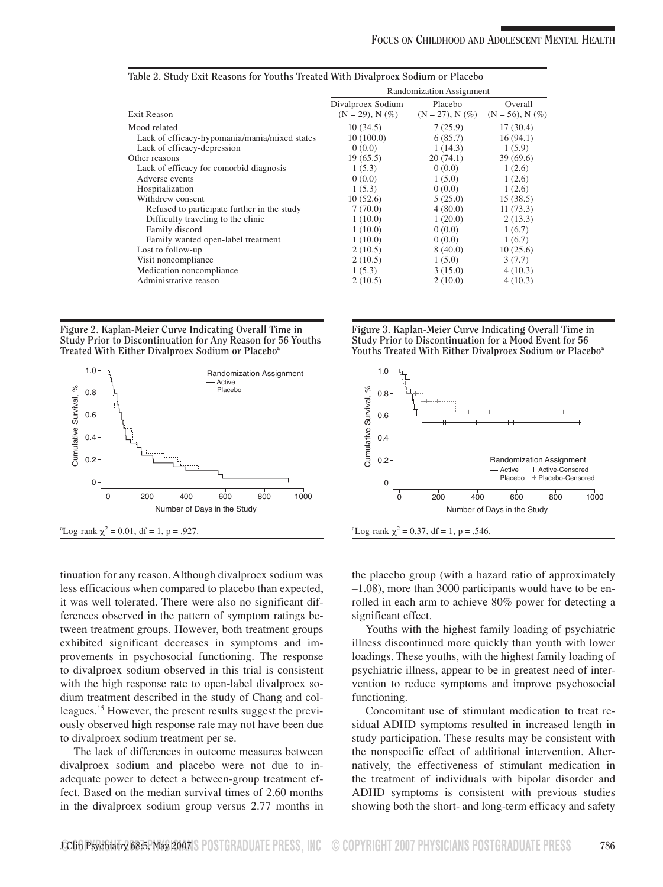Table 2. Study Exit Reasons for Youths Treated With Divalproex Sodium or Placebo

| Exit Reason | Randomization Assignment | | |
|---|---|---|---|
| | Divalproex Sodium (N = 29), N (%) | Placebo (N = 27), N (%) | Overall (N = 56), N (%) |
| Mood related | 10 (34.5) | 7 (25.9) | 17 (30.4) |
| Lack of efficacy-hypomania/mania/mixed states | 10 (100.0) | 6 (85.7) | 16 (94.1) |
| Lack of efficacy-depression | 0 (0.0) | 1 (14.3) | 1 (5.9) |
| Other reasons | 19 (65.5) | 20 (74.1) | 39 (69.6) |
| Lack of efficacy for comorbid diagnosis | 1 (5.3) | 0 (0.0) | 1 (2.6) |
| Adverse events | 0 (0.0) | 1 (5.0) | 1 (2.6) |
| Hospitalization | 1 (5.3) | 0 (0.0) | 1 (2.6) |
| Withdrew consent | 10 (52.6) | 5 (25.0) | 15 (38.5) |
| Refused to participate further in the study | 7 (70.0) | 4 (80.0) | 11 (73.3) |
| Difficulty traveling to the clinic | 1 (10.0) | 1 (20.0) | 2 (13.3) |
| Family discord | 1 (10.0) | 0 (0.0) | 1 (6.7) |
| Family wanted open-label treatment | 1 (10.0) | 0 (0.0) | 1 (6.7) |
| Lost to follow-up | 2 (10.5) | 8 (40.0) | 10 (25.6) |
| Visit noncompliance | 2 (10.5) | 1 (5.0) | 3 (7.7) |
| Medication noncompliance | 1 (5.3) | 3 (15.0) | 4 (10.3) |
| Administrative reason | 2 (10.5) | 2 (10.0) | 4 (10.3) |

Figure 2. Kaplan-Meier Curve Indicating Overall Time in Study Prior to Discontinuation for Any Reason for 56 Youths Treated With Either Divalproex Sodium or Placebo[a]

[a]Log-rank $\chi^2 = 0.01$, df = 1, p = .927.

Figure 3. Kaplan-Meier Curve Indicating Overall Time in Study Prior to Discontinuation for a Mood Event for 56 Youths Treated With Either Divalproex Sodium or Placebo[a]

[a]Log-rank $\chi^2 = 0.37$, df = 1, p = .546.

tinuation for any reason. Although divalproex sodium was less efficacious when compared to placebo than expected, it was well tolerated. There were also no significant differences observed in the pattern of symptom ratings between treatment groups. However, both treatment groups exhibited significant decreases in symptoms and improvements in psychosocial functioning. The response to divalproex sodium observed in this trial is consistent with the high response rate to open-label divalproex sodium treatment described in the study of Chang and colleagues.[15] However, the present results suggest the previously observed high response rate may not have been due to divalproex sodium treatment per se.

The lack of differences in outcome measures between divalproex sodium and placebo were not due to inadequate power to detect a between-group treatment effect. Based on the median survival times of 2.60 months in the divalproex sodium group versus 2.77 months in the placebo group (with a hazard ratio of approximately –1.08), more than 3000 participants would have to be enrolled in each arm to achieve 80% power for detecting a significant effect.

Youths with the highest family loading of psychiatric illness discontinued more quickly than youth with lower loadings. These youths, with the highest family loading of psychiatric illness, appear to be in greatest need of intervention to reduce symptoms and improve psychosocial functioning.

Concomitant use of stimulant medication to treat residual ADHD symptoms resulted in increased length in study participation. These results may be consistent with the nonspecific effect of additional intervention. Alternatively, the effectiveness of stimulant medication in the treatment of individuals with bipolar disorder and ADHD symptoms is consistent with previous studies showing both the short- and long-term efficacy and safety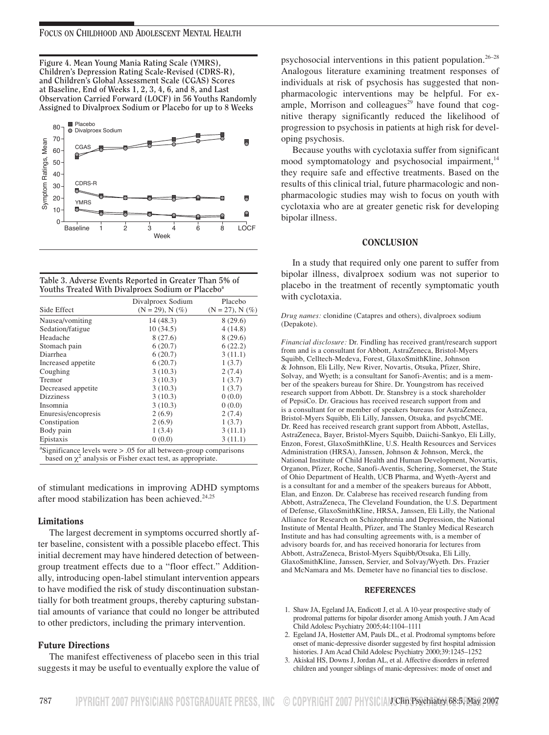Figure 4. Mean Young Mania Rating Scale (YMRS), Children's Depression Rating Scale-Revised (CDRS-R), and Children's Global Assessment Scale (CGAS) Scores at Baseline, End of Weeks 1, 2, 3, 4, 6, and 8, and Last Observation Carried Forward (LOCF) in 56 Youths Randomly Assigned to Divalproex Sodium or Placebo for up to 8 Weeks

Table 3. Adverse Events Reported in Greater Than 5% of Youths Treated With Divalproex Sodium or Placebo[a]

| Side Effect | Divalproex Sodium (N = 29), N (%) | Placebo (N = 27), N (%) |
|---|---|---|
| Nausea/vomiting | 14 (48.3) | 8 (29.6) |
| Sedation/fatigue | 10 (34.5) | 4 (14.8) |
| Headache | 8 (27.6) | 8 (29.6) |
| Stomach pain | 6 (20.7) | 6 (22.2) |
| Diarrhea | 6 (20.7) | 3 (11.1) |
| Increased appetite | 6 (20.7) | 1 (3.7) |
| Coughing | 3 (10.3) | 2 (7.4) |
| Tremor | 3 (10.3) | 1 (3.7) |
| Decreased appetite | 3 (10.3) | 1 (3.7) |
| Dizziness | 3 (10.3) | 0 (0.0) |
| Insomnia | 3 (10.3) | 0 (0.0) |
| Enuresis/encopresis | 2 (6.9) | 2 (7.4) |
| Constipation | 2 (6.9) | 1 (3.7) |
| Body pain | 1 (3.4) | 3 (11.1) |
| Epistaxis | 0 (0.0) | 3 (11.1) |

[a]Significance levels were > .05 for all between-group comparisons based on $\chi^2$ analysis or Fisher exact test, as appropriate.

of stimulant medications in improving ADHD symptoms after mood stabilization has been achieved.[24,25]

### Limitations

The largest decrement in symptoms occurred shortly after baseline, consistent with a possible placebo effect. This initial decrement may have hindered detection of between-group treatment effects due to a "floor effect." Additionally, introducing open-label stimulant intervention appears to have modified the risk of study discontinuation substantially for both treatment groups, thereby capturing substantial amounts of variance that could no longer be attributed to other predictors, including the primary intervention.

### Future Directions

The manifest effectiveness of placebo seen in this trial suggests it may be useful to eventually explore the value of psychosocial interventions in this patient population.[26–28] Analogous literature examining treatment responses of individuals at risk of psychosis has suggested that nonpharmacologic interventions may be helpful. For example, Morrison and colleagues[29] have found that cognitive therapy significantly reduced the likelihood of progression to psychosis in patients at high risk for developing psychosis.

Because youths with cyclotaxia suffer from significant mood symptomatology and psychosocial impairment,[14] they require safe and effective treatments. Based on the results of this clinical trial, future pharmacologic and nonpharmacologic studies may wish to focus on youth with cyclotaxia who are at greater genetic risk for developing bipolar illness.

## CONCLUSION

In a study that required only one parent to suffer from bipolar illness, divalproex sodium was not superior to placebo in the treatment of recently symptomatic youth with cyclotaxia.

*Drug names:* clonidine (Catapres and others), divalproex sodium (Depakote).

*Financial disclosure:* Dr. Findling has received grant/research support from and is a consultant for Abbott, AstraZeneca, Bristol-Myers Squibb, Celltech-Medeva, Forest, GlaxoSmithKline, Johnson & Johnson, Eli Lilly, New River, Novartis, Otsuka, Pfizer, Shire, Solvay, and Wyeth; is a consultant for Sanofi-Aventis; and is a member of the speakers bureau for Shire. Dr. Youngstrom has received research support from Abbott. Dr. Stansbrey is a stock shareholder of PepsiCo. Dr. Gracious has received research support from and is a consultant for or member of speakers bureaus for AstraZeneca, Bristol-Myers Squibb, Eli Lilly, Janssen, Otsuka, and psychCME. Dr. Reed has received research grant support from Abbott, Astellas, AstraZeneca, Bayer, Bristol-Myers Squibb, Daiichi-Sankyo, Eli Lilly, Enzon, Forest, GlaxoSmithKline, U.S. Health Resources and Services Administration (HRSA), Janssen, Johnson & Johnson, Merck, the National Institute of Child Health and Human Development, Novartis, Organon, Pfizer, Roche, Sanofi-Aventis, Schering, Somerset, the State of Ohio Department of Health, UCB Pharma, and Wyeth-Ayerst and is a consultant for and a member of the speakers bureaus for Abbott, Elan, and Enzon. Dr. Calabrese has received research funding from Abbott, AstraZeneca, The Cleveland Foundation, the U.S. Department of Defense, GlaxoSmithKline, HRSA, Janssen, Eli Lilly, the National Alliance for Research on Schizophrenia and Depression, the National Institute of Mental Health, Pfizer, and The Stanley Medical Research Institute and has had consulting agreements with, is a member of advisory boards for, and has received honoraria for lectures from Abbott, AstraZeneca, Bristol-Myers Squibb/Otsuka, Eli Lilly, GlaxoSmithKline, Janssen, Servier, and Solvay/Wyeth. Drs. Frazier and McNamara and Ms. Demeter have no financial ties to disclose.

## REFERENCES

1. Shaw JA, Egeland JA, Endicott J, et al. A 10-year prospective study of prodromal patterns for bipolar disorder among Amish youth. J Am Acad Child Adolesc Psychiatry 2005;44:1104–1111
2. Egeland JA, Hostetter AM, Pauls DL, et al. Prodromal symptoms before onset of manic-depressive disorder suggested by first hospital admission histories. J Am Acad Child Adolesc Psychiatry 2000;39:1245–1252
3. Akiskal HS, Downs J, Jordan AL, et al. Affective disorders in referred children and younger siblings of manic-depressives: mode of onset and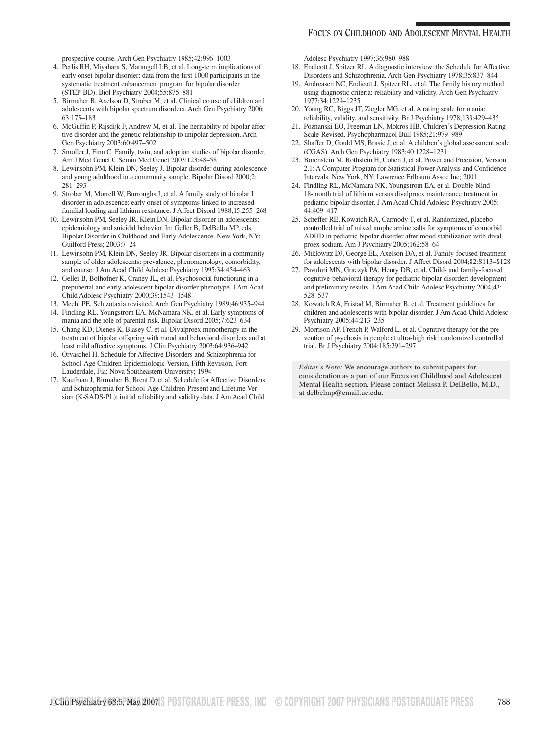prospective course. Arch Gen Psychiatry 1985;42:996–1003

4. Perlis RH, Miyahara S, Marangell LB, et al. Long-term implications of early onset bipolar disorder: data from the first 1000 participants in the systematic treatment enhancement program for bipolar disorder (STEP-BD). Biol Psychiatry 2004;55:875–881
5. Birmaher B, Axelson D, Strober M, et al. Clinical course of children and adolescents with bipolar spectrum disorders. Arch Gen Psychiatry 2006; 63:175–183
6. McGuffin P, Rijsdijk F, Andrew M, et al. The heritability of bipolar affective disorder and the genetic relationship to unipolar depression. Arch Gen Psychiatry 2003;60:497–502
7. Smoller J, Finn C. Family, twin, and adoption studies of bipolar disorder. Am J Med Genet C Semin Med Genet 2003;123:48–58
8. Lewinsohn PM, Klein DN, Seeley J. Bipolar disorder during adolescence and young adulthood in a community sample. Bipolar Disord 2000;2: 281–293
9. Strober M, Morrell W, Burroughs J, et al. A family study of bipolar I disorder in adolescence: early onset of symptoms linked to increased familial loading and lithium resistance. J Affect Disord 1988;15:255–268
10. Lewinsohn PM, Seeley JR, Klein DN. Bipolar disorder in adolescents: epidemiology and suicidal behavior. In: Geller B, DelBello MP, eds. Bipolar Disorder in Childhood and Early Adolescence. New York, NY: Guilford Press; 2003:7–24
11. Lewinsohn PM, Klein DN, Seeley JR. Bipolar disorders in a community sample of older adolescents: prevalence, phenomenology, comorbidity, and course. J Am Acad Child Adolesc Psychiatry 1995;34:454–463
12. Geller B, Bolhofner K, Craney JL, et al. Psychosocial functioning in a prepubertal and early adolescent bipolar disorder phenotype. J Am Acad Child Adolesc Psychiatry 2000;39:1543–1548
13. Meehl PE. Schizotaxia revisited. Arch Gen Psychiatry 1989;46:935–944
14. Findling RL, Youngstrom EA, McNamara NK, et al. Early symptoms of mania and the role of parental risk. Bipolar Disord 2005;7:623–634
15. Chang KD, Dienes K, Blasey C, et al. Divalproex monotherapy in the treatment of bipolar offspring with mood and behavioral disorders and at least mild affective symptoms. J Clin Psychiatry 2003;64:936–942
16. Orvaschel H. Schedule for Affective Disorders and Schizophrenia for School-Age Children-Epidemiologic Version, Fifth Revision. Fort Lauderdale, Fla: Nova Southeastern University; 1994
17. Kaufman J, Birmaher B, Brent D, et al. Schedule for Affective Disorders and Schizophrenia for School-Age Children-Present and Lifetime Version (K-SADS-PL): initial reliability and validity data. J Am Acad Child Adolesc Psychiatry 1997;36:980–988
18. Endicott J, Spitzer RL. A diagnostic interview: the Schedule for Affective Disorders and Schizophrenia. Arch Gen Psychiatry 1978;35:837–844
19. Andreasen NC, Endicott J, Spitzer RL, et al. The family history method using diagnostic criteria: reliability and validity. Arch Gen Psychiatry 1977;34:1229–1235
20. Young RC, Biggs JT, Ziegler MG, et al. A rating scale for mania: reliability, validity, and sensitivity. Br J Psychiatry 1978;133:429–435
21. Poznanski EO, Freeman LN, Mokros HB. Children's Depression Rating Scale-Revised. Psychopharmacol Bull 1985;21:979–989
22. Shaffer D, Gould MS, Brasic J, et al. A children's global assessment scale (CGAS). Arch Gen Psychiatry 1983;40:1228–1231
23. Borenstein M, Rothstein H, Cohen J, et al. Power and Precision, Version 2.1: A Computer Program for Statistical Power Analysis and Confidence Intervals. New York, NY: Lawrence Erlbaum Assoc Inc; 2001
24. Findling RL, McNamara NK, Youngstrom EA, et al. Double-blind 18-month trial of lithium versus divalproex maintenance treatment in pediatric bipolar disorder. J Am Acad Child Adolesc Psychiatry 2005; 44:409–417
25. Scheffer RE, Kowatch RA, Carmody T, et al. Randomized, placebo-controlled trial of mixed amphetamine salts for symptoms of comorbid ADHD in pediatric bipolar disorder after mood stabilization with divalproex sodium. Am J Psychiatry 2005;162:58–64
26. Miklowitz DJ, George EL, Axelson DA, et al. Family-focused treatment for adolescents with bipolar disorder. J Affect Disord 2004;82:S113–S128
27. Pavuluri MN, Graczyk PA, Henry DB, et al. Child- and family-focused cognitive-behavioral therapy for pediatric bipolar disorder: development and preliminary results. J Am Acad Child Adolesc Psychiatry 2004;43: 528–537
28. Kowatch RA, Fristad M, Birmaher B, et al. Treatment guidelines for children and adolescents with bipolar disorder. J Am Acad Child Adolesc Psychiatry 2005;44:213–235
29. Morrison AP, French P, Walford L, et al. Cognitive therapy for the prevention of psychosis in people at ultra-high risk: randomized controlled trial. Br J Psychiatry 2004;185:291–297

*Editor's Note:* We encourage authors to submit papers for consideration as a part of our Focus on Childhood and Adolescent Mental Health section. Please contact Melissa P. DelBello, M.D., at delbelmp@email.uc.edu.